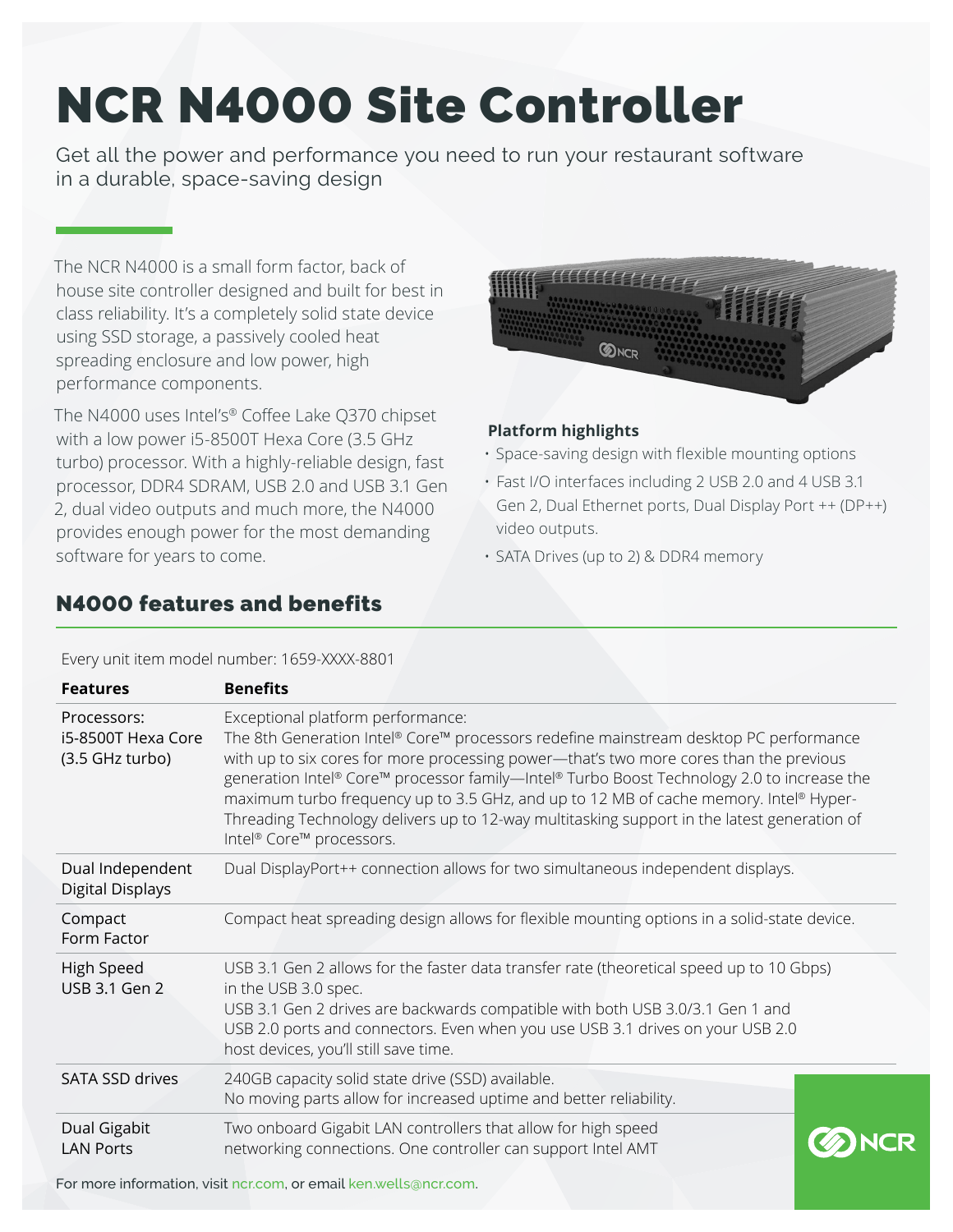# NCR N4000 Site Controller

Get all the power and performance you need to run your restaurant software in a durable, space-saving design

The NCR N4000 is a small form factor, back of house site controller designed and built for best in class reliability. It's a completely solid state device using SSD storage, a passively cooled heat spreading enclosure and low power, high performance components.

The N4000 uses Intel's® Coffee Lake Q370 chipset with a low power i5-8500T Hexa Core (3.5 GHz turbo) processor. With a highly-reliable design, fast processor, DDR4 SDRAM, USB 2.0 and USB 3.1 Gen 2, dual video outputs and much more, the N4000 provides enough power for the most demanding software for years to come.

**Platform highlights**

- Space-saving design with flexible mounting options
- Fast I/O interfaces including 2 USB 2.0 and 4 USB 3.1 Gen 2, Dual Ethernet ports, Dual Display Port ++ (DP++) video outputs.
- SATA Drives (up to 2) & DDR4 memory

## N4000 features and benefits

Every unit item model number: 1659-XXXX-8801

| Features | Benefits |
|---|---|
| Processors: i5-8500T Hexa Core (3.5 GHz turbo) | Exceptional platform performance: The 8th Generation Intel® Core™ processors redefine mainstream desktop PC performance with up to six cores for more processing power—that's two more cores than the previous generation Intel® Core™ processor family—Intel® Turbo Boost Technology 2.0 to increase the maximum turbo frequency up to 3.5 GHz, and up to 12 MB of cache memory. Intel® Hyper-Threading Technology delivers up to 12-way multitasking support in the latest generation of Intel® Core™ processors. |
| Dual Independent Digital Displays | Dual DisplayPort++ connection allows for two simultaneous independent displays. |
| Compact Form Factor | Compact heat spreading design allows for flexible mounting options in a solid-state device. |
| High Speed USB 3.1 Gen 2 | USB 3.1 Gen 2 allows for the faster data transfer rate (theoretical speed up to 10 Gbps) in the USB 3.0 spec. USB 3.1 Gen 2 drives are backwards compatible with both USB 3.0/3.1 Gen 1 and USB 2.0 ports and connectors. Even when you use USB 3.1 drives on your USB 2.0 host devices, you'll still save time. |
| SATA SSD drives | 240GB capacity solid state drive (SSD) available. No moving parts allow for increased uptime and better reliability. |
| Dual Gigabit LAN Ports | Two onboard Gigabit LAN controllers that allow for high speed networking connections. One controller can support Intel AMT |

For more information, visit ncr.com, or email ken.wells@ncr.com.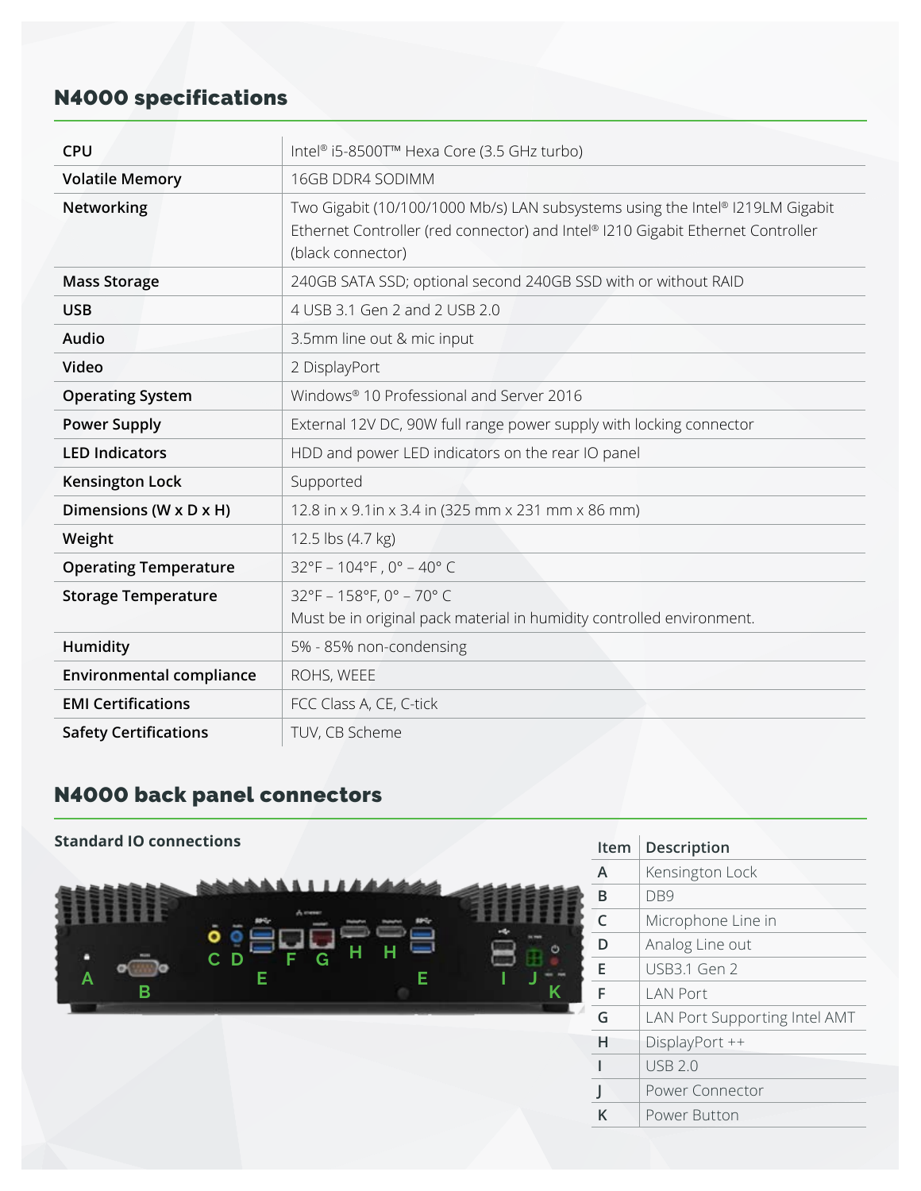## N4000 specifications

| | |
|---|---|
| **CPU** | Intel® i5-8500T™ Hexa Core (3.5 GHz turbo) |
| **Volatile Memory** | 16GB DDR4 SODIMM |
| **Networking** | Two Gigabit (10/100/1000 Mb/s) LAN subsystems using the Intel® I219LM Gigabit Ethernet Controller (red connector) and Intel® I210 Gigabit Ethernet Controller (black connector) |
| **Mass Storage** | 240GB SATA SSD; optional second 240GB SSD with or without RAID |
| **USB** | 4 USB 3.1 Gen 2 and 2 USB 2.0 |
| **Audio** | 3.5mm line out & mic input |
| **Video** | 2 DisplayPort |
| **Operating System** | Windows® 10 Professional and Server 2016 |
| **Power Supply** | External 12V DC, 90W full range power supply with locking connector |
| **LED Indicators** | HDD and power LED indicators on the rear IO panel |
| **Kensington Lock** | Supported |
| **Dimensions (W x D x H)** | 12.8 in x 9.1in x 3.4 in (325 mm x 231 mm x 86 mm) |
| **Weight** | 12.5 lbs (4.7 kg) |
| **Operating Temperature** | 32°F – 104°F , 0° – 40° C |
| **Storage Temperature** | 32°F – 158°F, 0° – 70° C<br>Must be in original pack material in humidity controlled environment. |
| **Humidity** | 5% - 85% non-condensing |
| **Environmental compliance** | ROHS, WEEE |
| **EMI Certifications** | FCC Class A, CE, C-tick |
| **Safety Certifications** | TUV, CB Scheme |

## N4000 back panel connectors

**Standard IO connections**

| Item | Description |
|---|---|
| A | Kensington Lock |
| B | DB9 |
| C | Microphone Line in |
| D | Analog Line out |
| E | USB3.1 Gen 2 |
| F | LAN Port |
| G | LAN Port Supporting Intel AMT |
| H | DisplayPort ++ |
| I | USB 2.0 |
| J | Power Connector |
| K | Power Button |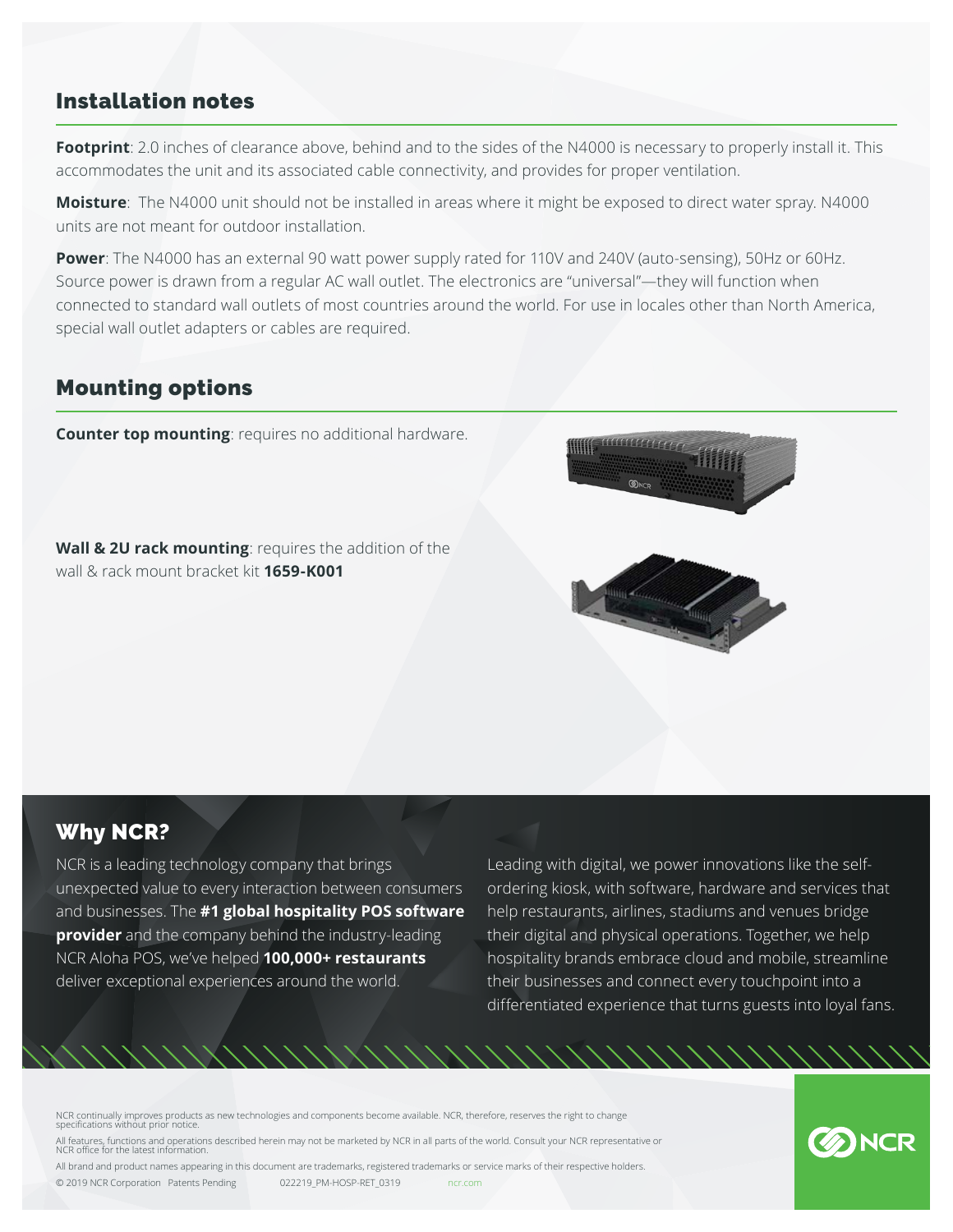## Installation notes

**Footprint**: 2.0 inches of clearance above, behind and to the sides of the N4000 is necessary to properly install it. This accommodates the unit and its associated cable connectivity, and provides for proper ventilation.

**Moisture**: The N4000 unit should not be installed in areas where it might be exposed to direct water spray. N4000 units are not meant for outdoor installation.

**Power**: The N4000 has an external 90 watt power supply rated for 110V and 240V (auto-sensing), 50Hz or 60Hz. Source power is drawn from a regular AC wall outlet. The electronics are "universal"—they will function when connected to standard wall outlets of most countries around the world. For use in locales other than North America, special wall outlet adapters or cables are required.

## Mounting options

**Counter top mounting**: requires no additional hardware.

**Wall & 2U rack mounting**: requires the addition of the wall & rack mount bracket kit **1659-K001**

## Why NCR?

NCR is a leading technology company that brings unexpected value to every interaction between consumers and businesses. The **#1 global hospitality POS software provider** and the company behind the industry-leading NCR Aloha POS, we've helped **100,000+ restaurants** deliver exceptional experiences around the world.

Leading with digital, we power innovations like the self-ordering kiosk, with software, hardware and services that help restaurants, airlines, stadiums and venues bridge their digital and physical operations. Together, we help hospitality brands embrace cloud and mobile, streamline their businesses and connect every touchpoint into a differentiated experience that turns guests into loyal fans.

NCR continually improves products as new technologies and components become available. NCR, therefore, reserves the right to change specifications without prior notice.

All features, functions and operations described herein may not be marketed by NCR in all parts of the world. Consult your NCR representative or NCR office for the latest information.

All brand and product names appearing in this document are trademarks, registered trademarks or service marks of their respective holders.

© 2019 NCR Corporation Patents Pending 022219_PM-HOSP-RET_0319 ncr.com

NCR